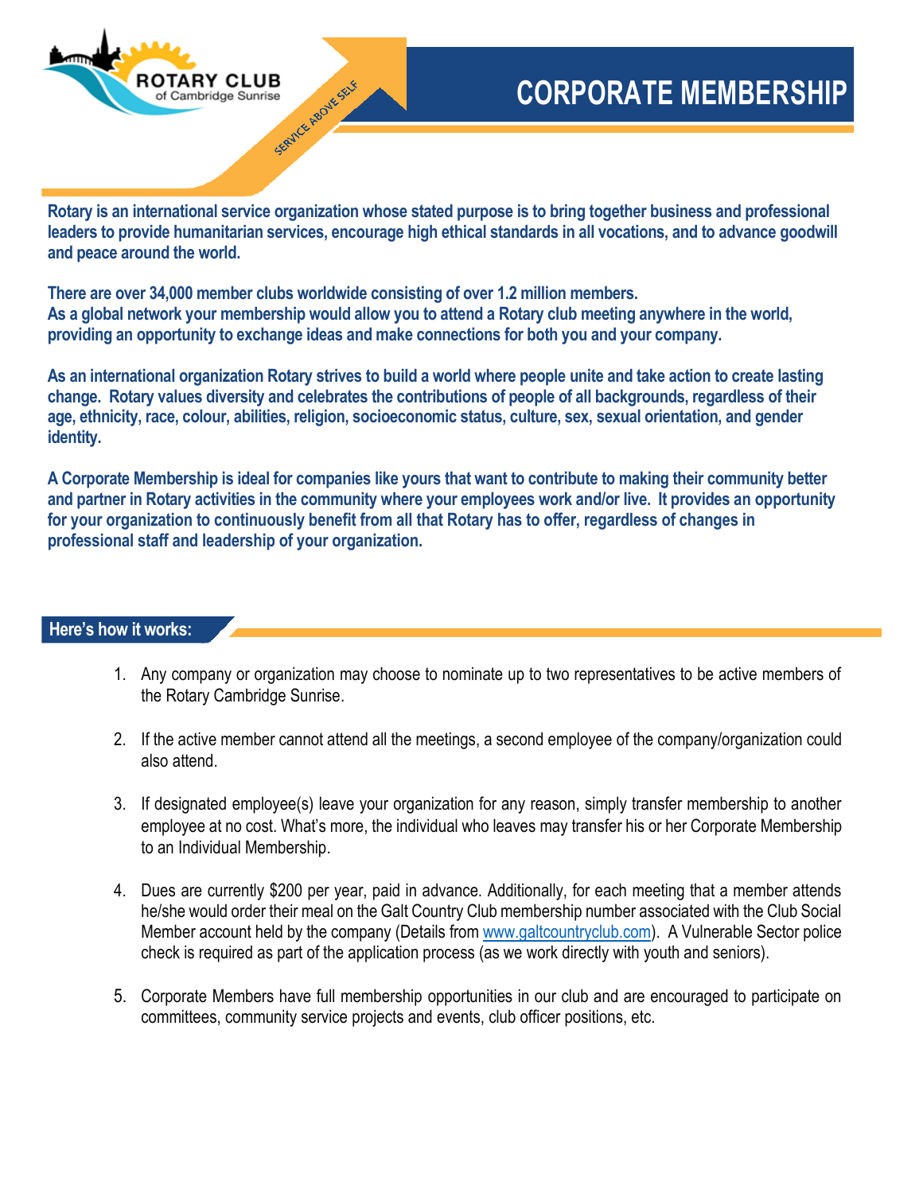ROTARY CLUB of Cambridge Sunrise

SERVICE ABOVE SELF

# CORPORATE MEMBERSHIP

**Rotary is an international service organization whose stated purpose is to bring together business and professional leaders to provide humanitarian services, encourage high ethical standards in all vocations, and to advance goodwill and peace around the world.**

**There are over 34,000 member clubs worldwide consisting of over 1.2 million members.**
**As a global network your membership would allow you to attend a Rotary club meeting anywhere in the world, providing an opportunity to exchange ideas and make connections for both you and your company.**

**As an international organization Rotary strives to build a world where people unite and take action to create lasting change. Rotary values diversity and celebrates the contributions of people of all backgrounds, regardless of their age, ethnicity, race, colour, abilities, religion, socioeconomic status, culture, sex, sexual orientation, and gender identity.**

**A Corporate Membership is ideal for companies like yours that want to contribute to making their community better and partner in Rotary activities in the community where your employees work and/or live. It provides an opportunity for your organization to continuously benefit from all that Rotary has to offer, regardless of changes in professional staff and leadership of your organization.**

## Here's how it works:

1. Any company or organization may choose to nominate up to two representatives to be active members of the Rotary Cambridge Sunrise.

2. If the active member cannot attend all the meetings, a second employee of the company/organization could also attend.

3. If designated employee(s) leave your organization for any reason, simply transfer membership to another employee at no cost. What's more, the individual who leaves may transfer his or her Corporate Membership to an Individual Membership.

4. Dues are currently $200 per year, paid in advance. Additionally, for each meeting that a member attends he/she would order their meal on the Galt Country Club membership number associated with the Club Social Member account held by the company (Details from www.galtcountryclub.com). A Vulnerable Sector police check is required as part of the application process (as we work directly with youth and seniors).

5. Corporate Members have full membership opportunities in our club and are encouraged to participate on committees, community service projects and events, club officer positions, etc.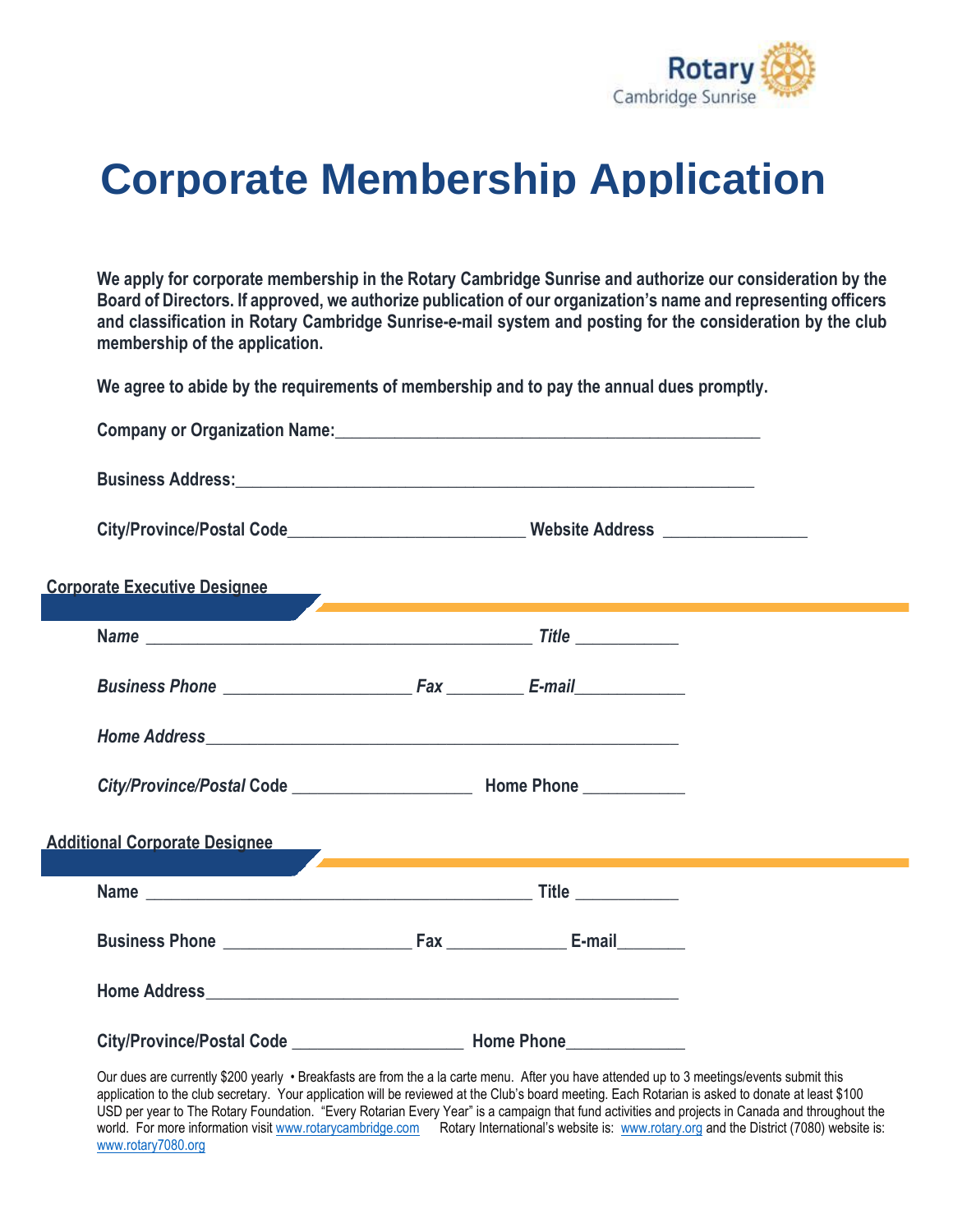Rotary Cambridge Sunrise

# Corporate Membership Application

**We apply for corporate membership in the Rotary Cambridge Sunrise and authorize our consideration by the Board of Directors. If approved, we authorize publication of our organization's name and representing officers and classification in Rotary Cambridge Sunrise-e-mail system and posting for the consideration by the club membership of the application.**

**We agree to abide by the requirements of membership and to pay the annual dues promptly.**

**Company or Organization Name:**_______________________________________________

**Business Address:**_________________________________________________________

**City/Province/Postal Code**__________________________ **Website Address** ________________

## Corporate Executive Designee

***Name*** __________________________________________ ***Title*** ___________

***Business Phone*** _____________________ ***Fax*** ________ ***E-mail***____________

***Home Address***_____________________________________________________

***City/Province/Postal* Code** ____________________ **Home Phone** ___________

## Additional Corporate Designee

**Name** __________________________________________ **Title** ___________

**Business Phone** _____________________ **Fax** _____________ **E-mail**_______

**Home Address**_____________________________________________________

**City/Province/Postal Code** ___________________ **Home Phone**_____________

Our dues are currently $200 yearly • Breakfasts are from the a la carte menu. After you have attended up to 3 meetings/events submit this application to the club secretary. Your application will be reviewed at the Club's board meeting. Each Rotarian is asked to donate at least $100 USD per year to The Rotary Foundation. "Every Rotarian Every Year" is a campaign that fund activities and projects in Canada and throughout the world. For more information visit www.rotarycambridge.com Rotary International's website is: www.rotary.org and the District (7080) website is: www.rotary7080.org